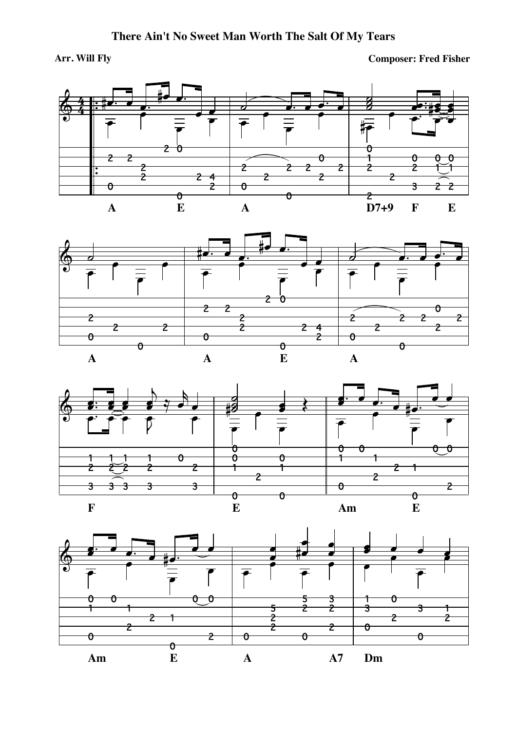# There Ain't No Sweet Man Worth The Salt Of My Tears

**Arr. Will Fly**

**Composer: Fred Fisher**

A E A D7+9 F E

A A E A

F E Am E

Am E A A7 Dm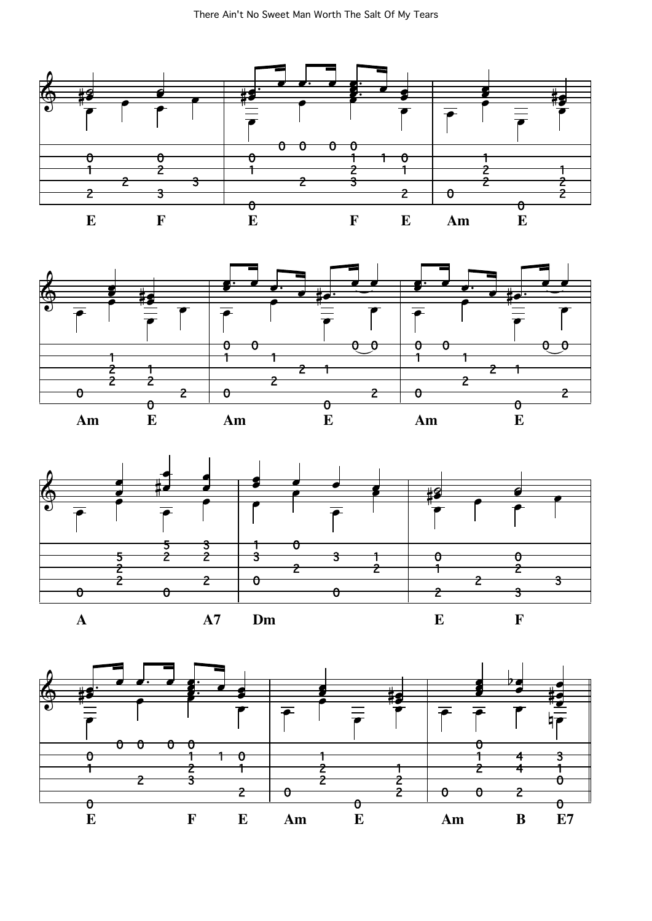E F E F E Am E

Am E Am E Am E

A A7 Dm E F

E F E Am E Am B E7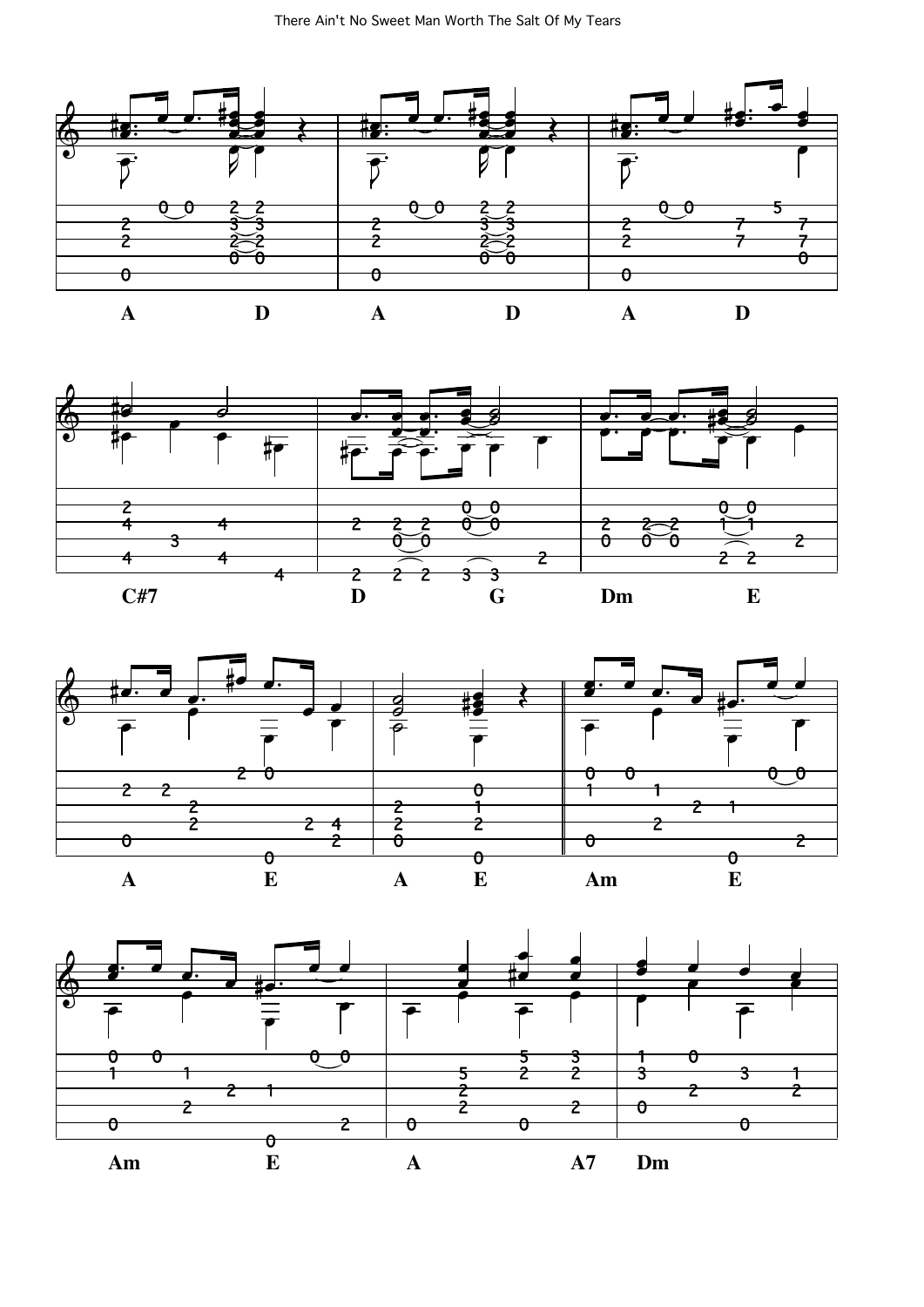A D A D A D

C#7 D G Dm E

A E A E Am E

Am E A A7 Dm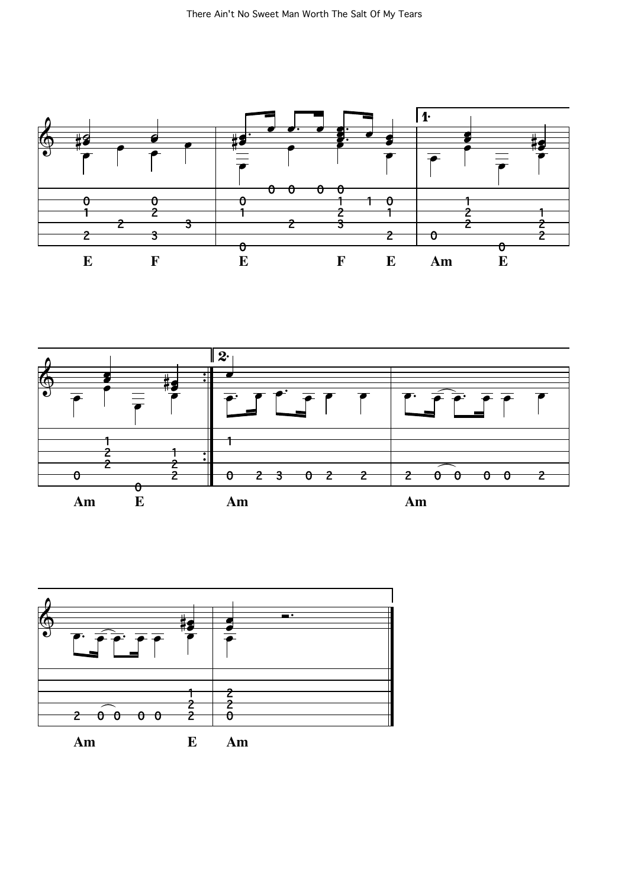E F E F E Am E

Am E Am Am

Am E Am